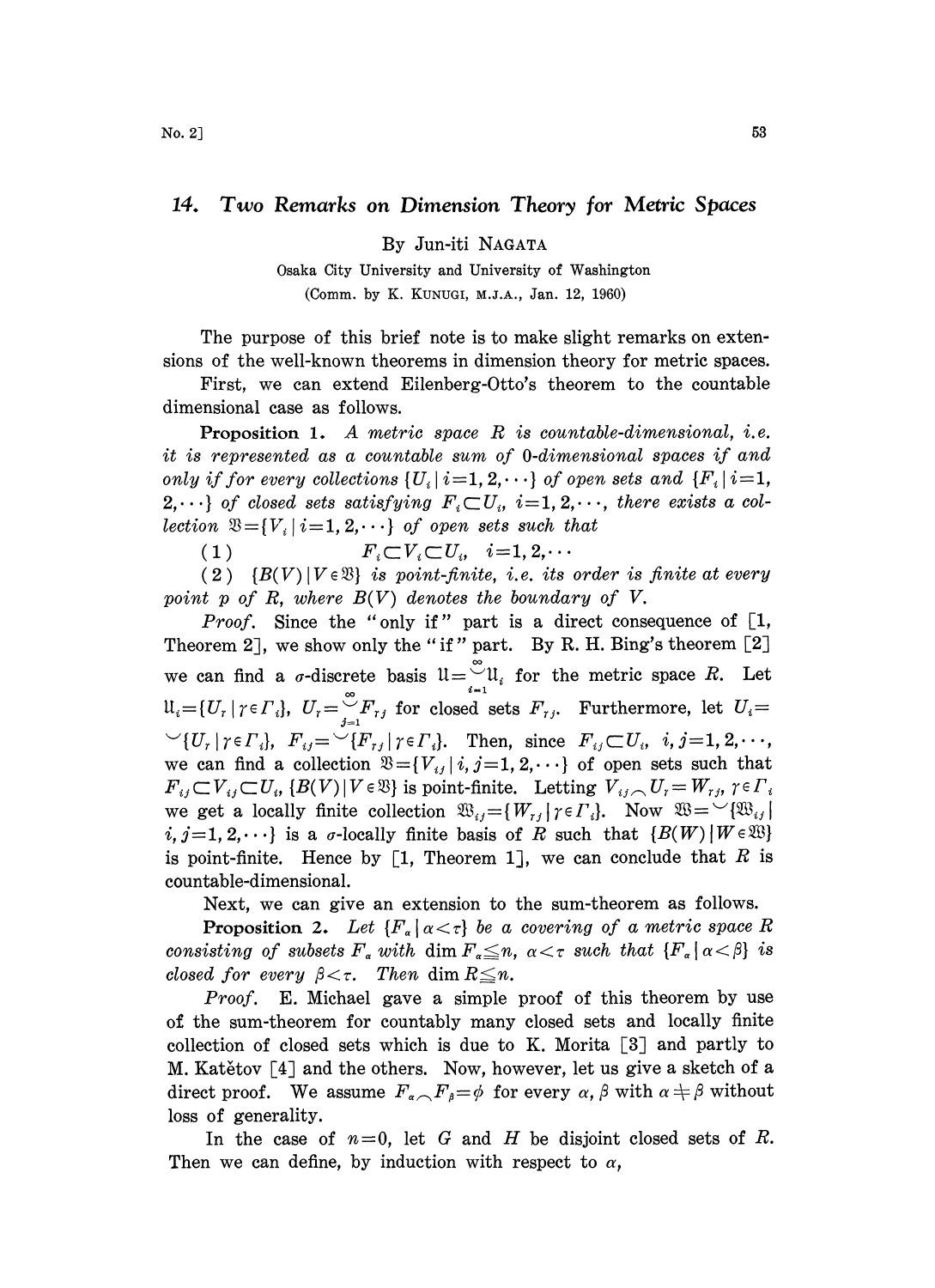## 14. *Two Remarks on Dimension Theory for Metric Spaces*

By Jun-iti NAGATA

Osaka City University and University of Washington

(Comm. by K. KUNUGI, M.J.A., Jan. 12, 1960)

The purpose of this brief note is to make slight remarks on extensions of the well-known theorems in dimension theory for metric spaces.

First, we can extend Eilenberg-Otto's theorem to the countable dimensional case as follows.

**Proposition 1.** *A metric space $R$ is countable-dimensional, i.e. it is represented as a countable sum of 0-dimensional spaces if and only if for every collections $\{U_i \mid i=1,2,\cdots\}$ of open sets and $\{F_i \mid i=1,2,\cdots\}$ of closed sets satisfying $F_i \subset U_i$, $i=1,2,\cdots$, there exists a collection $\mathfrak{V}=\{V_i \mid i=1,2,\cdots\}$ of open sets such that*

(1) $\qquad F_i \subset V_i \subset U_i, \quad i=1,2,\cdots$

(2) *$\{B(V) \mid V \in \mathfrak{V}\}$ is point-finite, i.e. its order is finite at every point $p$ of $R$, where $B(V)$ denotes the boundary of $V$.*

*Proof.* Since the "only if" part is a direct consequence of [1, Theorem 2], we show only the "if" part. By R. H. Bing's theorem [2] we can find a $\sigma$-discrete basis $\mathfrak{U}=\bigcup_{i=1}^{\infty}\mathfrak{U}_i$ for the metric space $R$. Let $\mathfrak{U}_i=\{U_\gamma \mid \gamma \in \Gamma_i\}$, $U_\gamma=\bigcup_{j=1}^{\infty}F_{\gamma j}$ for closed sets $F_{\gamma j}$. Furthermore, let $U_i=\bigcup\{U_\gamma \mid \gamma \in \Gamma_i\}$, $F_{ij}=\bigcup\{F_{\gamma j} \mid \gamma \in \Gamma_i\}$. Then, since $F_{ij}\subset U_i$, $i,j=1,2,\cdots$, we can find a collection $\mathfrak{V}=\{V_{ij} \mid i,j=1,2,\cdots\}$ of open sets such that $F_{ij}\subset V_{ij}\subset U_i$, $\{B(V) \mid V \in \mathfrak{V}\}$ is point-finite. Letting $V_{ij}\frown U_\gamma = W_{\gamma j}$, $\gamma \in \Gamma_i$ we get a locally finite collection $\mathfrak{W}_{ij}=\{W_{\gamma j} \mid \gamma \in \Gamma_i\}$. Now $\mathfrak{W}=\bigcup\{\mathfrak{W}_{ij} \mid i,j=1,2,\cdots\}$ is a $\sigma$-locally finite basis of $R$ such that $\{B(W) \mid W \in \mathfrak{W}\}$ is point-finite. Hence by [1, Theorem 1], we can conclude that $R$ is countable-dimensional.

Next, we can give an extension to the sum-theorem as follows.

**Proposition 2.** *Let $\{F_\alpha \mid \alpha<\tau\}$ be a covering of a metric space $R$ consisting of subsets $F_\alpha$ with $\dim F_\alpha \leqq n$, $\alpha<\tau$ such that $\{F_\alpha \mid \alpha<\beta\}$ is closed for every $\beta<\tau$. Then $\dim R \leqq n$.*

*Proof.* E. Michael gave a simple proof of this theorem by use of the sum-theorem for countably many closed sets and locally finite collection of closed sets which is due to K. Morita [3] and partly to M. Katětov [4] and the others. Now, however, let us give a sketch of a direct proof. We assume $F_\alpha \frown F_\beta=\phi$ for every $\alpha,\beta$ with $\alpha\neq\beta$ without loss of generality.

In the case of $n=0$, let $G$ and $H$ be disjoint closed sets of $R$. Then we can define, by induction with respect to $\alpha$,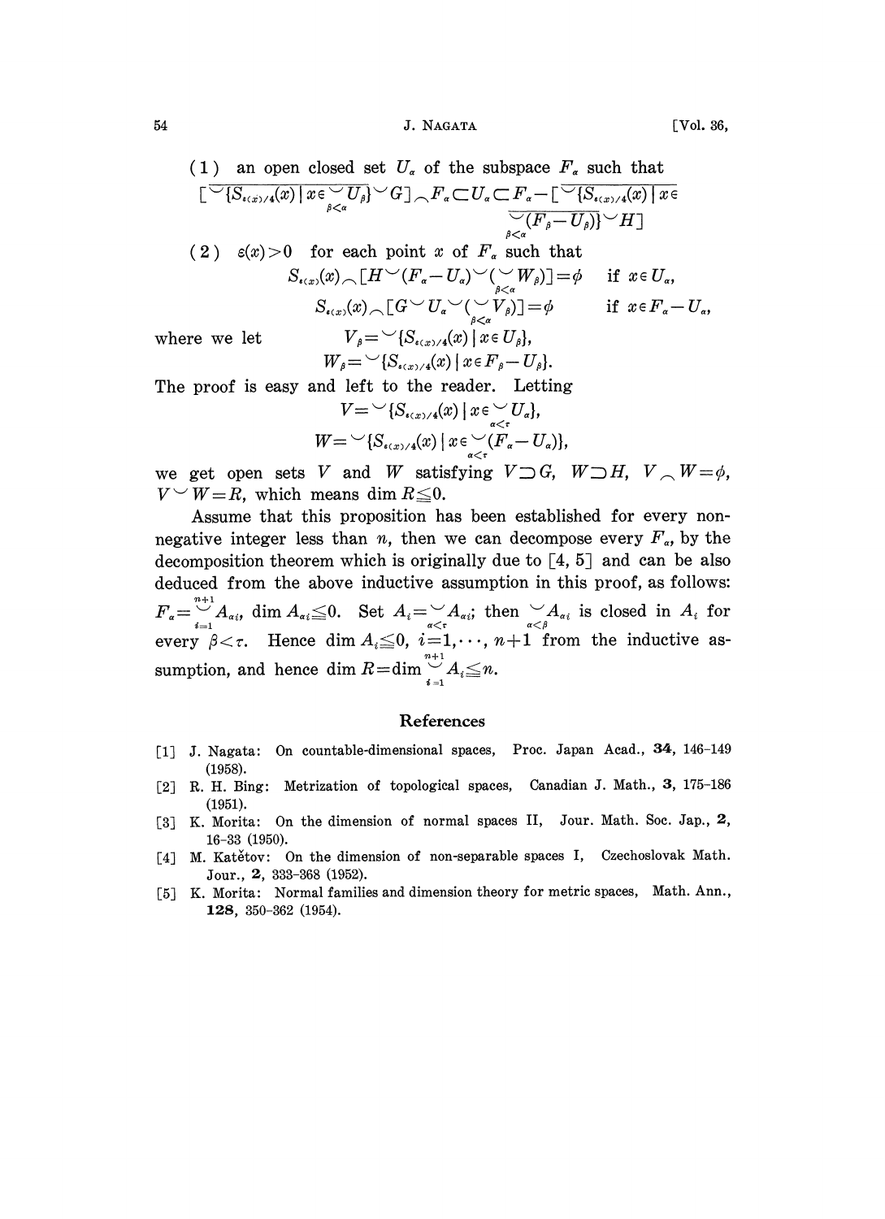(1) an open closed set $U_\alpha$ of the subspace $F_\alpha$ such that

$$[\overline{\smile\{S_{\varepsilon(x)/4}(x) \mid x \in \smile_{\beta<\alpha} U_\beta\}} \smile G] \frown F_\alpha \subset U_\alpha \subset F_\alpha - [\overline{\smile\{S_{\varepsilon(x)/4}(x) \mid x \in \smile_{\beta<\alpha}(F_\beta - U_\beta)\}} \smile H]$$

(2) $\varepsilon(x) > 0$ for each point $x$ of $F_\alpha$ such that

$$S_{\varepsilon(x)}(x) \frown [H \smile (F_\alpha - U_\alpha) \smile (\smile_{\beta<\alpha} W_\beta)] = \phi \quad \text{if } x \in U_\alpha,$$

$$S_{\varepsilon(x)}(x) \frown [G \smile U_\alpha \smile (\smile_{\beta<\alpha} V_\beta)] = \phi \quad \text{if } x \in F_\alpha - U_\alpha,$$

where we let

$$V_\beta = \smile\{S_{\varepsilon(x)/4}(x) \mid x \in U_\beta\},$$

$$W_\beta = \smile\{S_{\varepsilon(x)/4}(x) \mid x \in F_\beta - U_\beta\}.$$

The proof is easy and left to the reader. Letting

$$V = \smile\{S_{\varepsilon(x)/4}(x) \mid x \in \smile_{\alpha<\tau} U_\alpha\},$$

$$W = \smile\{S_{\varepsilon(x)/4}(x) \mid x \in \smile_{\alpha<\tau}(F_\alpha - U_\alpha)\},$$

we get open sets $V$ and $W$ satisfying $V \supset G$, $W \supset H$, $V \frown W = \phi$, $V \smile W = R$, which means $\dim R \leqq 0$.

Assume that this proposition has been established for every non-negative integer less than $n$, then we can decompose every $F_\alpha$, by the decomposition theorem which is originally due to [4, 5] and can be also deduced from the above inductive assumption in this proof, as follows: $F_\alpha = \smile_{i=1}^{n+1} A_{\alpha i}$, $\dim A_{\alpha i} \leqq 0$. Set $A_i = \smile_{\alpha<\tau} A_{\alpha i}$; then $\smile_{\alpha<\beta} A_{\alpha i}$ is closed in $A_i$ for every $\beta < \tau$. Hence $\dim A_i \leqq 0$, $i = 1, \cdots, n+1$ from the inductive assumption, and hence $\dim R = \dim \smile_{i=1}^{n+1} A_i \leqq n$.

## References

[1] J. Nagata: On countable-dimensional spaces, Proc. Japan Acad., **34**, 146–149 (1958).

[2] R. H. Bing: Metrization of topological spaces, Canadian J. Math., **3**, 175–186 (1951).

[3] K. Morita: On the dimension of normal spaces II, Jour. Math. Soc. Jap., **2**, 16–33 (1950).

[4] M. Katětov: On the dimension of non-separable spaces I, Czechoslovak Math. Jour., **2**, 333–368 (1952).

[5] K. Morita: Normal families and dimension theory for metric spaces, Math. Ann., **128**, 350–362 (1954).